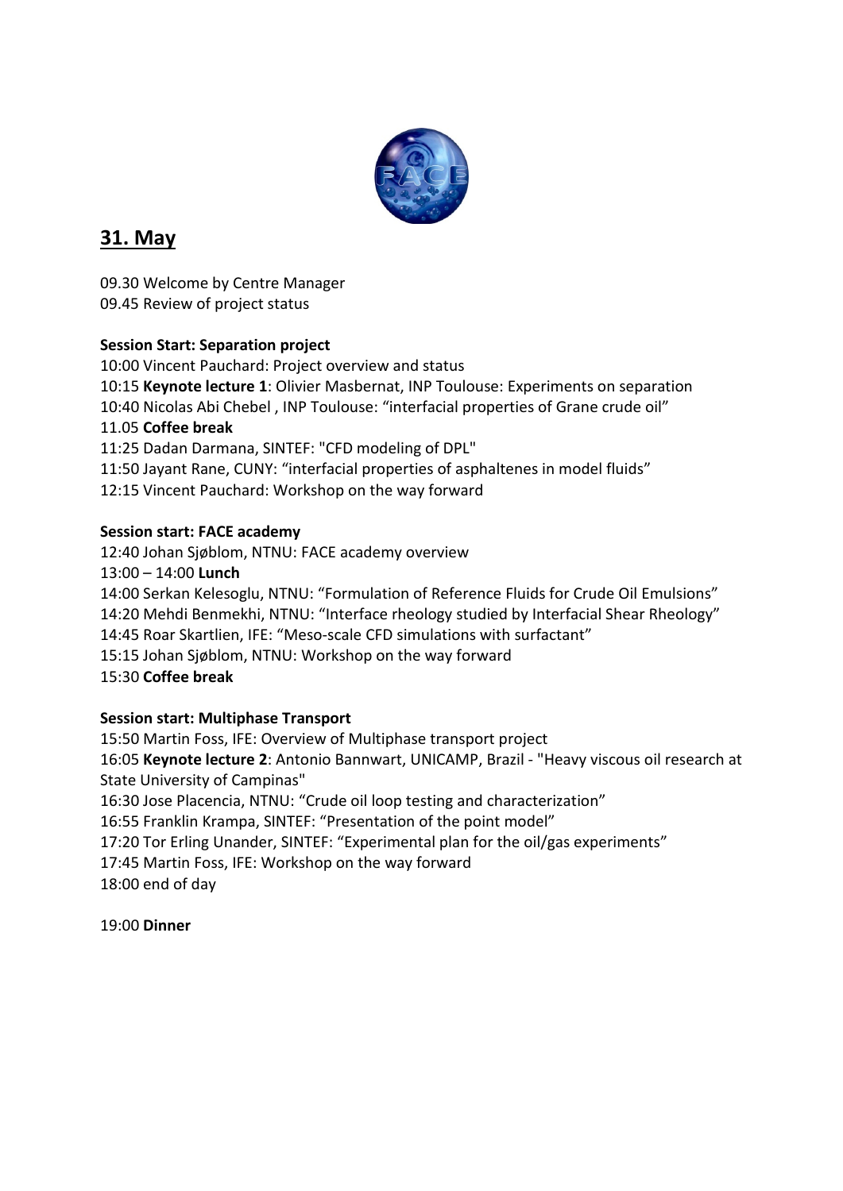## 31. May

09.30 Welcome by Centre Manager
09.45 Review of project status

**Session Start: Separation project**

10:00 Vincent Pauchard: Project overview and status
10:15 **Keynote lecture 1**: Olivier Masbernat, INP Toulouse: Experiments on separation
10:40 Nicolas Abi Chebel , INP Toulouse: "interfacial properties of Grane crude oil"
11.05 **Coffee break**
11:25 Dadan Darmana, SINTEF: "CFD modeling of DPL"
11:50 Jayant Rane, CUNY: "interfacial properties of asphaltenes in model fluids"
12:15 Vincent Pauchard: Workshop on the way forward

**Session start: FACE academy**

12:40 Johan Sjøblom, NTNU: FACE academy overview
13:00 – 14:00 **Lunch**
14:00 Serkan Kelesoglu, NTNU: "Formulation of Reference Fluids for Crude Oil Emulsions"
14:20 Mehdi Benmekhi, NTNU: "Interface rheology studied by Interfacial Shear Rheology"
14:45 Roar Skartlien, IFE: "Meso-scale CFD simulations with surfactant"
15:15 Johan Sjøblom, NTNU: Workshop on the way forward
15:30 **Coffee break**

**Session start: Multiphase Transport**

15:50 Martin Foss, IFE: Overview of Multiphase transport project
16:05 **Keynote lecture 2**: Antonio Bannwart, UNICAMP, Brazil - "Heavy viscous oil research at State University of Campinas"
16:30 Jose Placencia, NTNU: "Crude oil loop testing and characterization"
16:55 Franklin Krampa, SINTEF: "Presentation of the point model"
17:20 Tor Erling Unander, SINTEF: "Experimental plan for the oil/gas experiments"
17:45 Martin Foss, IFE: Workshop on the way forward
18:00 end of day

19:00 **Dinner**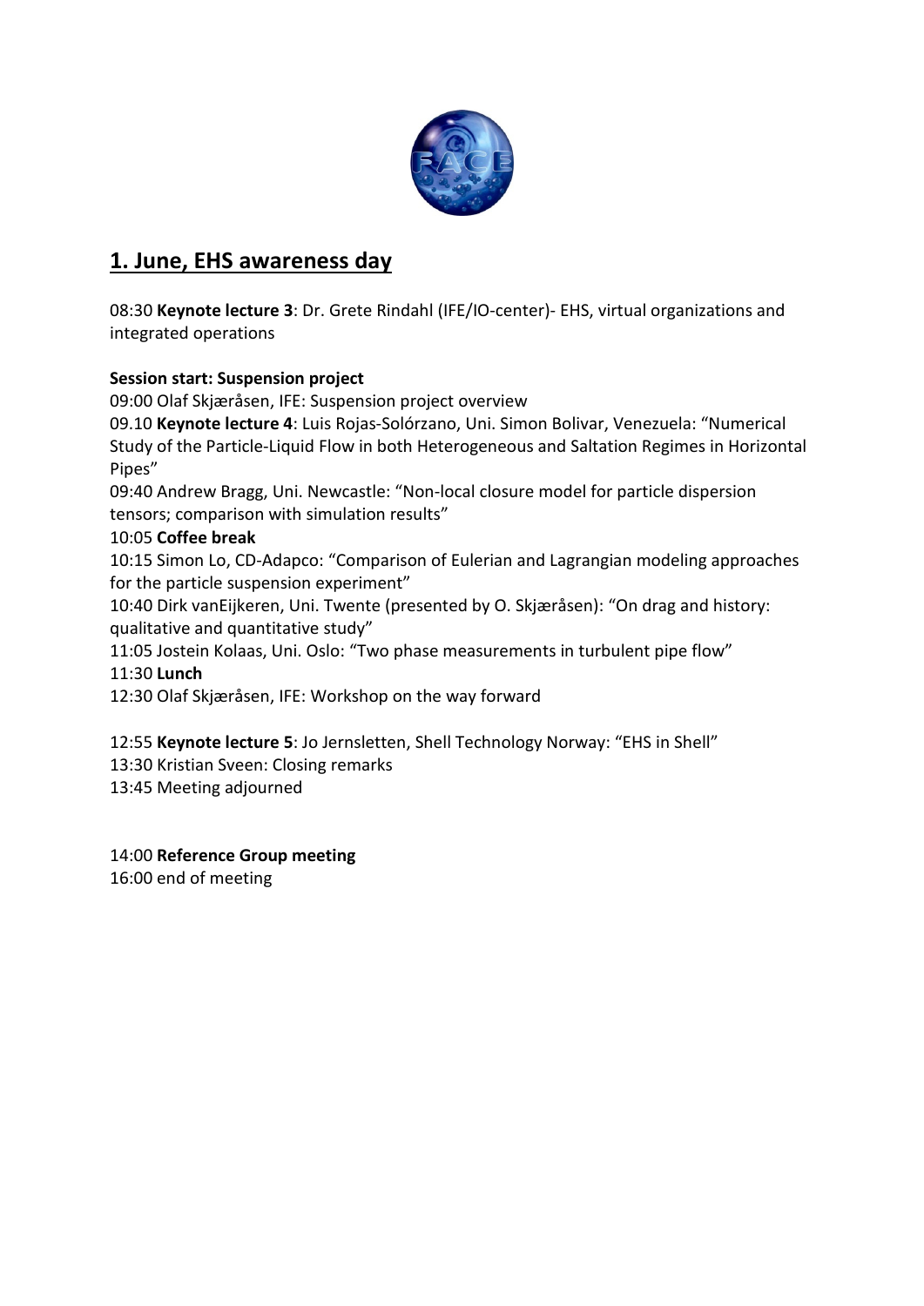## 1. June, EHS awareness day

08:30 **Keynote lecture 3**: Dr. Grete Rindahl (IFE/IO-center)- EHS, virtual organizations and integrated operations

**Session start: Suspension project**

09:00 Olaf Skjæråsen, IFE: Suspension project overview
09.10 **Keynote lecture 4**: Luis Rojas-Solórzano, Uni. Simon Bolivar, Venezuela: "Numerical Study of the Particle-Liquid Flow in both Heterogeneous and Saltation Regimes in Horizontal Pipes"
09:40 Andrew Bragg, Uni. Newcastle: "Non-local closure model for particle dispersion tensors; comparison with simulation results"
10:05 **Coffee break**
10:15 Simon Lo, CD-Adapco: "Comparison of Eulerian and Lagrangian modeling approaches for the particle suspension experiment"
10:40 Dirk vanEijkeren, Uni. Twente (presented by O. Skjæråsen): "On drag and history: qualitative and quantitative study"
11:05 Jostein Kolaas, Uni. Oslo: "Two phase measurements in turbulent pipe flow"
11:30 **Lunch**
12:30 Olaf Skjæråsen, IFE: Workshop on the way forward

12:55 **Keynote lecture 5**: Jo Jernsletten, Shell Technology Norway: "EHS in Shell"
13:30 Kristian Sveen: Closing remarks
13:45 Meeting adjourned

14:00 **Reference Group meeting**
16:00 end of meeting